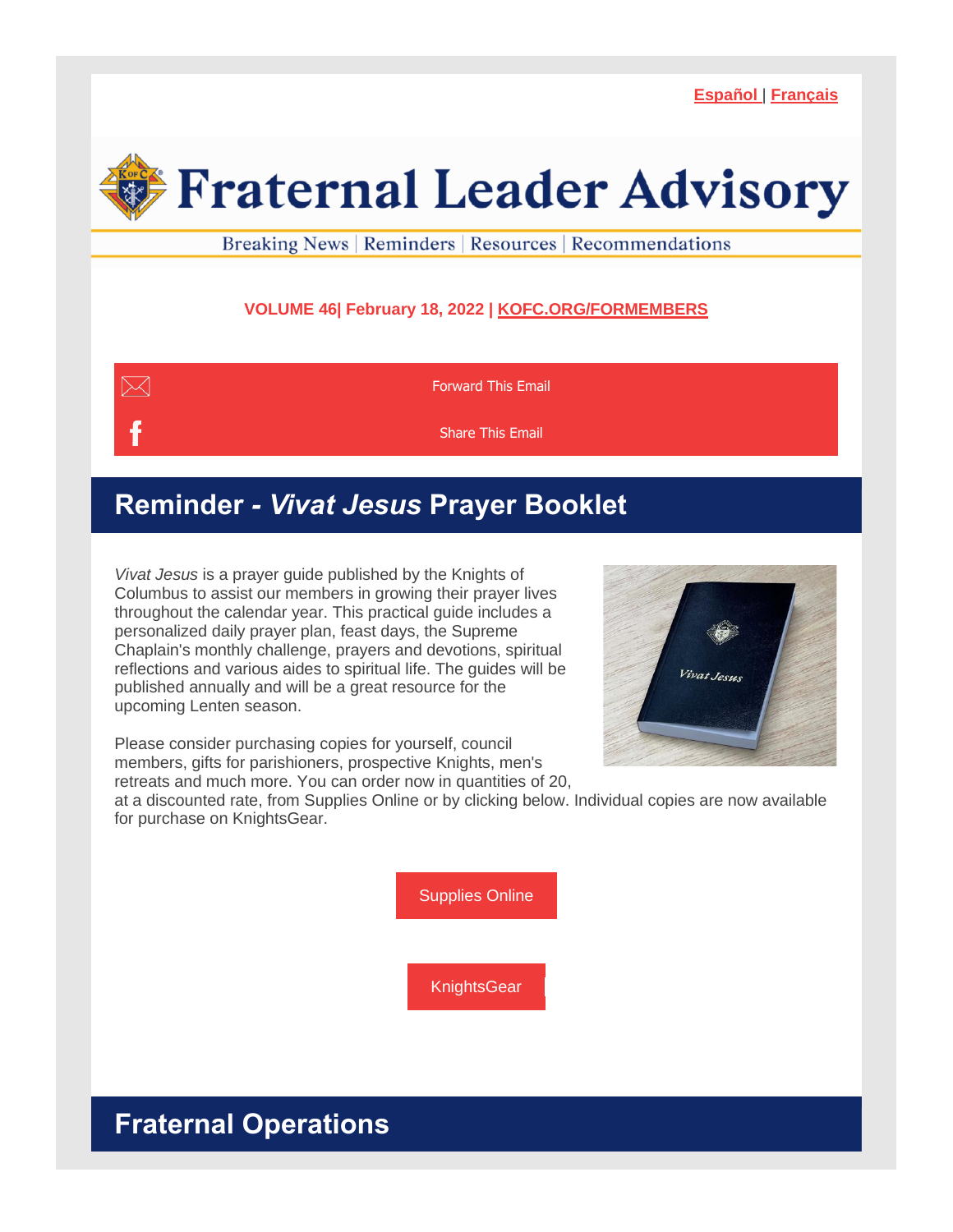**Español | Français**

# Fraternal Leader Advisory

Breaking News | Reminders | Resources | Recommendations

**VOLUME 46| February 18, 2022 | KOFC.ORG/FORMEMBERS**

Forward This Email

Share This Email

## Reminder - *Vivat Jesus* Prayer Booklet

*Vivat Jesus* is a prayer guide published by the Knights of Columbus to assist our members in growing their prayer lives throughout the calendar year. This practical guide includes a personalized daily prayer plan, feast days, the Supreme Chaplain's monthly challenge, prayers and devotions, spiritual reflections and various aides to spiritual life. The guides will be published annually and will be a great resource for the upcoming Lenten season.

Please consider purchasing copies for yourself, council members, gifts for parishioners, prospective Knights, men's retreats and much more. You can order now in quantities of 20, at a discounted rate, from Supplies Online or by clicking below. Individual copies are now available for purchase on KnightsGear.

Supplies Online

KnightsGear

## Fraternal Operations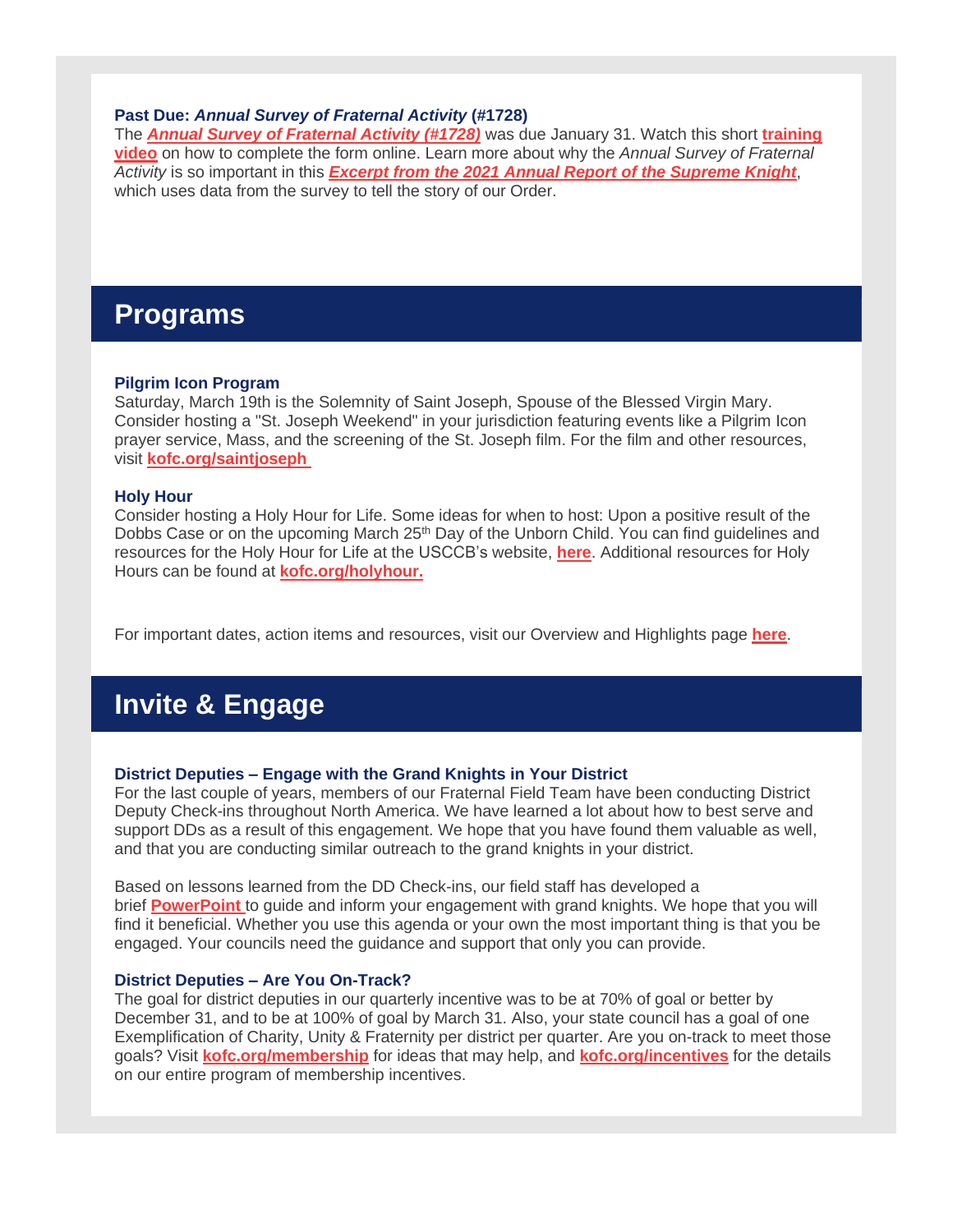**Past Due: *Annual Survey of Fraternal Activity* (#1728)**
The ***Annual Survey of Fraternal Activity (#1728)*** was due January 31. Watch this short **training video** on how to complete the form online. Learn more about why the *Annual Survey of Fraternal Activity* is so important in this ***Excerpt from the 2021 Annual Report of the Supreme Knight***, which uses data from the survey to tell the story of our Order.

## Programs

**Pilgrim Icon Program**
Saturday, March 19th is the Solemnity of Saint Joseph, Spouse of the Blessed Virgin Mary. Consider hosting a "St. Joseph Weekend" in your jurisdiction featuring events like a Pilgrim Icon prayer service, Mass, and the screening of the St. Joseph film. For the film and other resources, visit **kofc.org/saintjoseph**

**Holy Hour**
Consider hosting a Holy Hour for Life. Some ideas for when to host: Upon a positive result of the Dobbs Case or on the upcoming March 25th Day of the Unborn Child. You can find guidelines and resources for the Holy Hour for Life at the USCCB's website, **here**. Additional resources for Holy Hours can be found at **kofc.org/holyhour.**

For important dates, action items and resources, visit our Overview and Highlights page **here**.

## Invite & Engage

**District Deputies – Engage with the Grand Knights in Your District**
For the last couple of years, members of our Fraternal Field Team have been conducting District Deputy Check-ins throughout North America. We have learned a lot about how to best serve and support DDs as a result of this engagement. We hope that you have found them valuable as well, and that you are conducting similar outreach to the grand knights in your district.

Based on lessons learned from the DD Check-ins, our field staff has developed a brief **PowerPoint** to guide and inform your engagement with grand knights. We hope that you will find it beneficial. Whether you use this agenda or your own the most important thing is that you be engaged. Your councils need the guidance and support that only you can provide.

**District Deputies – Are You On-Track?**
The goal for district deputies in our quarterly incentive was to be at 70% of goal or better by December 31, and to be at 100% of goal by March 31. Also, your state council has a goal of one Exemplification of Charity, Unity & Fraternity per district per quarter. Are you on-track to meet those goals? Visit **kofc.org/membership** for ideas that may help, and **kofc.org/incentives** for the details on our entire program of membership incentives.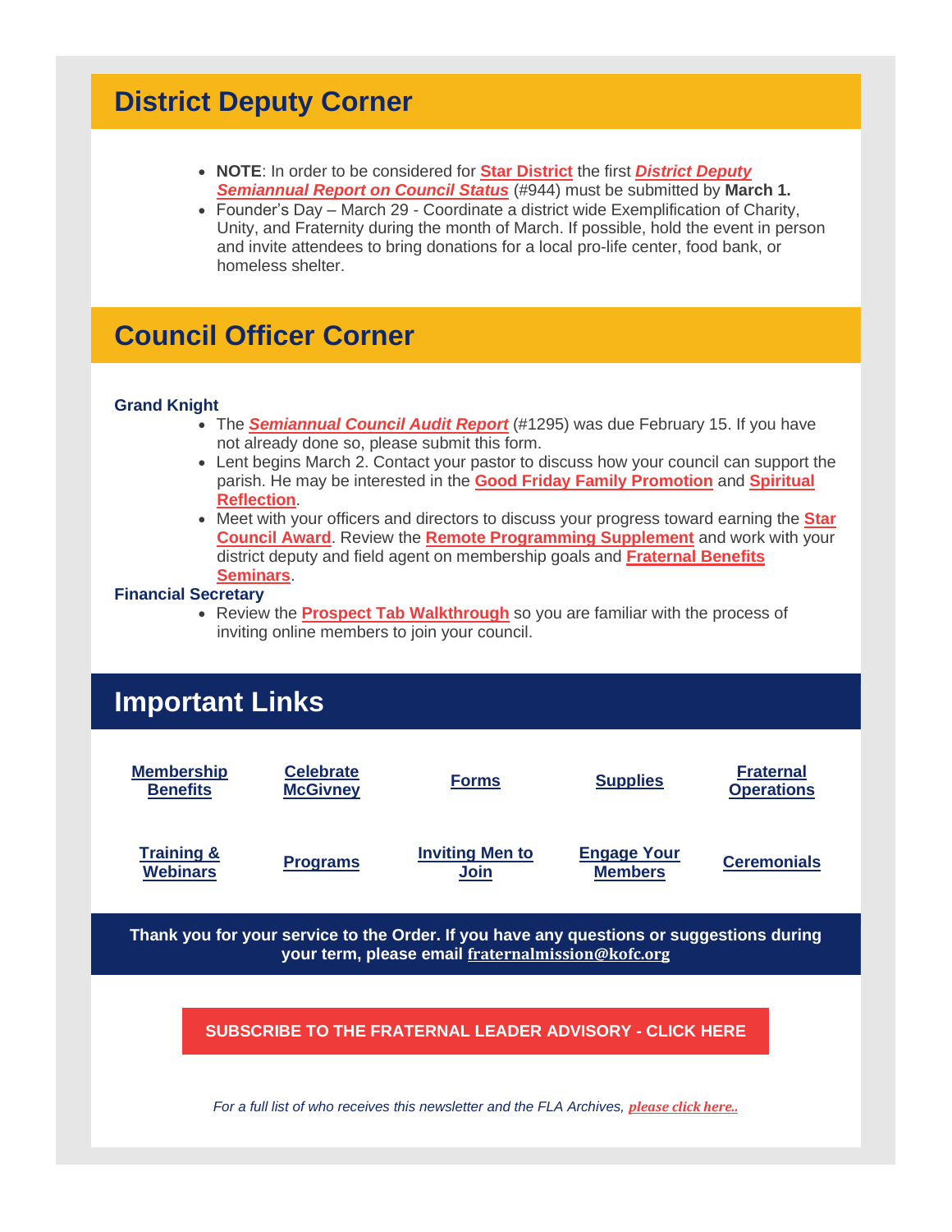## District Deputy Corner

- **NOTE**: In order to be considered for **Star District** the first ***District Deputy Semiannual Report on Council Status*** (#944) must be submitted by **March 1.**
- Founder's Day – March 29 - Coordinate a district wide Exemplification of Charity, Unity, and Fraternity during the month of March. If possible, hold the event in person and invite attendees to bring donations for a local pro-life center, food bank, or homeless shelter.

## Council Officer Corner

**Grand Knight**

- The ***Semiannual Council Audit Report*** (#1295) was due February 15. If you have not already done so, please submit this form.
- Lent begins March 2. Contact your pastor to discuss how your council can support the parish. He may be interested in the **Good Friday Family Promotion** and **Spiritual Reflection**.
- Meet with your officers and directors to discuss your progress toward earning the **Star Council Award**. Review the **Remote Programming Supplement** and work with your district deputy and field agent on membership goals and **Fraternal Benefits Seminars**.

**Financial Secretary**

- Review the **Prospect Tab Walkthrough** so you are familiar with the process of inviting online members to join your council.

## Important Links

| | | | | |
|---|---|---|---|---|
| **Membership Benefits** | **Celebrate McGivney** | **Forms** | **Supplies** | **Fraternal Operations** |
| **Training & Webinars** | **Programs** | **Inviting Men to Join** | **Engage Your Members** | **Ceremonials** |

**Thank you for your service to the Order. If you have any questions or suggestions during your term, please email fraternalmission@kofc.org**

**SUBSCRIBE TO THE FRATERNAL LEADER ADVISORY - CLICK HERE**

*For a full list of who receives this newsletter and the FLA Archives, **please click here..***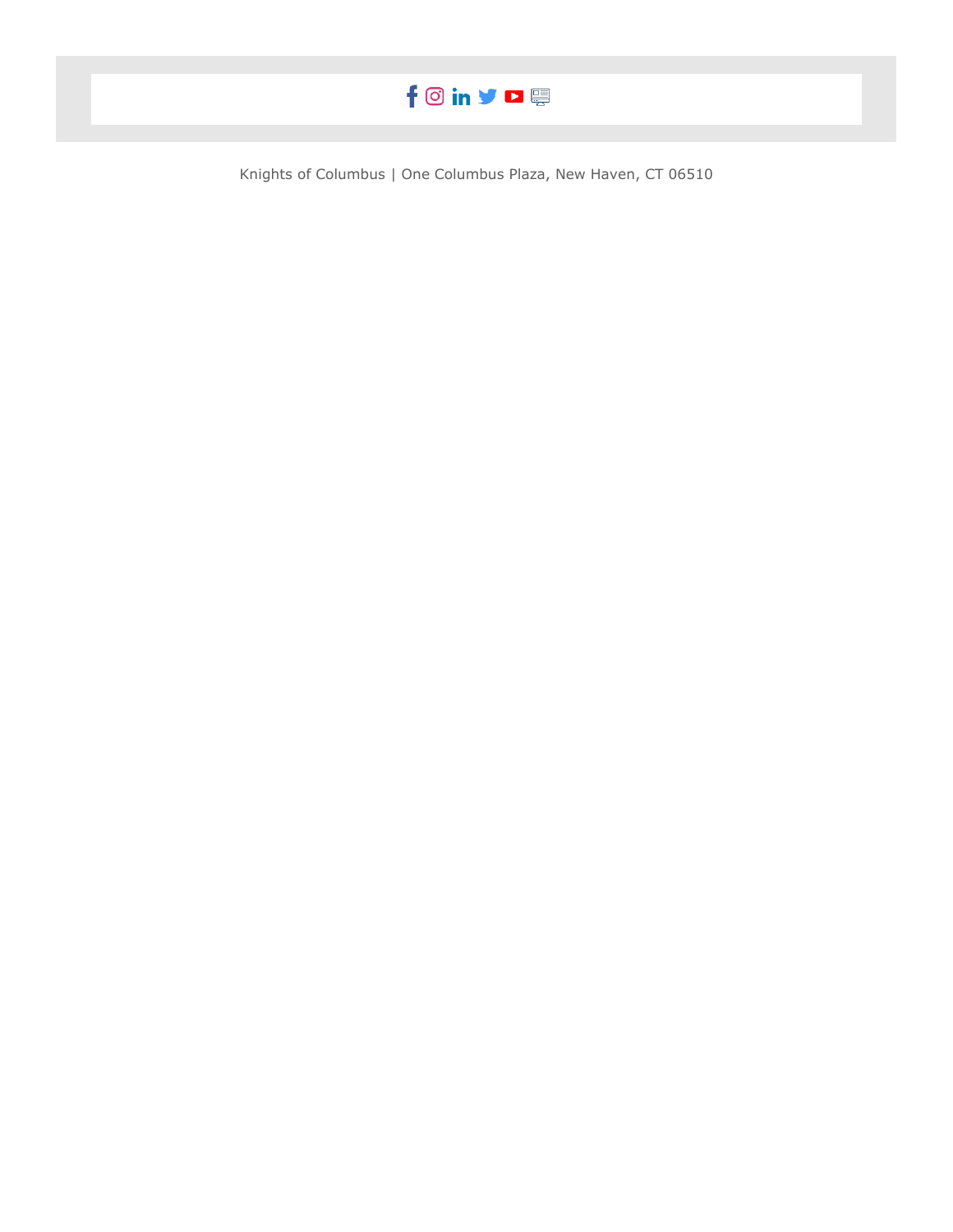Knights of Columbus | One Columbus Plaza, New Haven, CT 06510